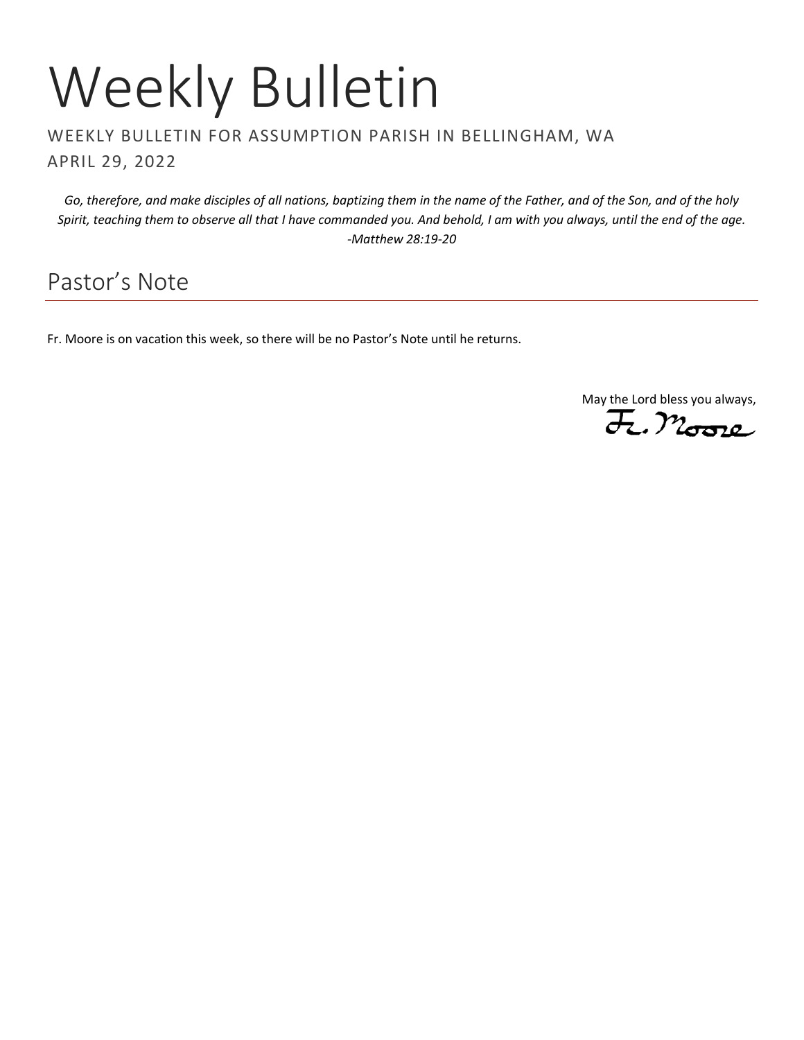# Weekly Bulletin

WEEKLY BULLETIN FOR ASSUMPTION PARISH IN BELLINGHAM, WA

APRIL 29, 2022

*Go, therefore, and make disciples of all nations, baptizing them in the name of the Father, and of the Son, and of the holy Spirit, teaching them to observe all that I have commanded you. And behold, I am with you always, until the end of the age. -Matthew 28:19-20*

## Pastor's Note

Fr. Moore is on vacation this week, so there will be no Pastor's Note until he returns.

May the Lord bless you always,

Fr. Moore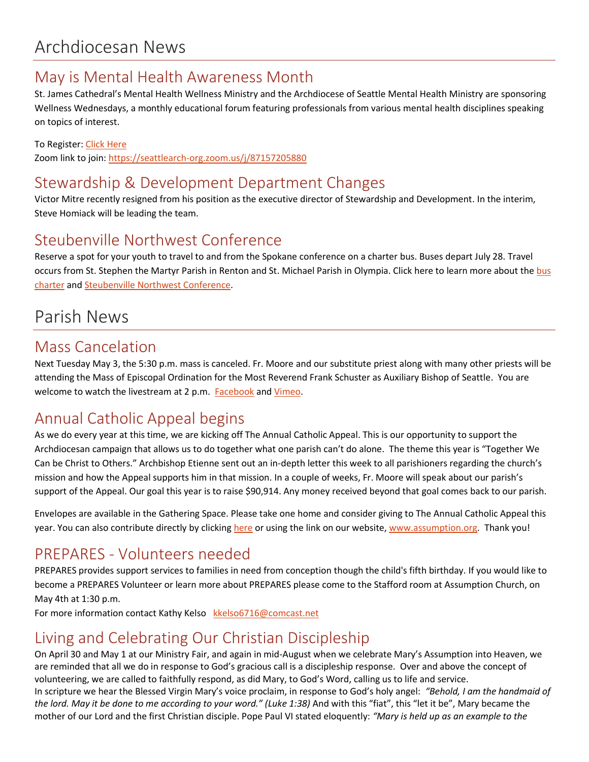# Archdiocesan News

## May is Mental Health Awareness Month

St. James Cathedral's Mental Health Wellness Ministry and the Archdiocese of Seattle Mental Health Ministry are sponsoring Wellness Wednesdays, a monthly educational forum featuring professionals from various mental health disciplines speaking on topics of interest.

To Register: Click Here
Zoom link to join: https://seattlearch-org.zoom.us/j/87157205880

## Stewardship & Development Department Changes

Victor Mitre recently resigned from his position as the executive director of Stewardship and Development. In the interim, Steve Homiack will be leading the team.

## Steubenville Northwest Conference

Reserve a spot for your youth to travel to and from the Spokane conference on a charter bus. Buses depart July 28. Travel occurs from St. Stephen the Martyr Parish in Renton and St. Michael Parish in Olympia. Click here to learn more about the bus charter and Steubenville Northwest Conference.

# Parish News

## Mass Cancelation

Next Tuesday May 3, the 5:30 p.m. mass is canceled. Fr. Moore and our substitute priest along with many other priests will be attending the Mass of Episcopal Ordination for the Most Reverend Frank Schuster as Auxiliary Bishop of Seattle. You are welcome to watch the livestream at 2 p.m. Facebook and Vimeo.

## Annual Catholic Appeal begins

As we do every year at this time, we are kicking off The Annual Catholic Appeal. This is our opportunity to support the Archdiocesan campaign that allows us to do together what one parish can't do alone. The theme this year is "Together We Can be Christ to Others." Archbishop Etienne sent out an in-depth letter this week to all parishioners regarding the church's mission and how the Appeal supports him in that mission. In a couple of weeks, Fr. Moore will speak about our parish's support of the Appeal. Our goal this year is to raise $90,914. Any money received beyond that goal comes back to our parish.

Envelopes are available in the Gathering Space. Please take one home and consider giving to The Annual Catholic Appeal this year. You can also contribute directly by clicking here or using the link on our website, www.assumption.org. Thank you!

## PREPARES - Volunteers needed

PREPARES provides support services to families in need from conception though the child's fifth birthday. If you would like to become a PREPARES Volunteer or learn more about PREPARES please come to the Stafford room at Assumption Church, on May 4th at 1:30 p.m.
For more information contact Kathy Kelso kkelso6716@comcast.net

## Living and Celebrating Our Christian Discipleship

On April 30 and May 1 at our Ministry Fair, and again in mid-August when we celebrate Mary's Assumption into Heaven, we are reminded that all we do in response to God's gracious call is a discipleship response. Over and above the concept of volunteering, we are called to faithfully respond, as did Mary, to God's Word, calling us to life and service.
In scripture we hear the Blessed Virgin Mary's voice proclaim, in response to God's holy angel: *"Behold, I am the handmaid of the lord. May it be done to me according to your word." (Luke 1:38)* And with this "fiat", this "let it be", Mary became the mother of our Lord and the first Christian disciple. Pope Paul VI stated eloquently: *"Mary is held up as an example to the*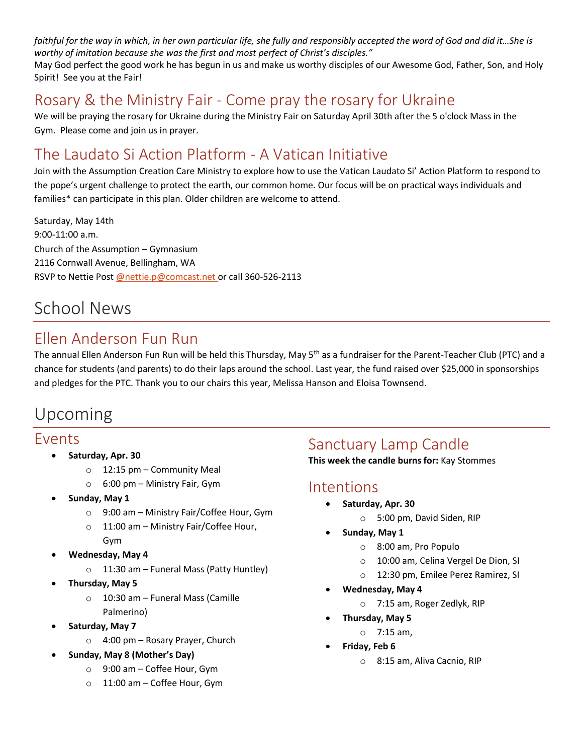*faithful for the way in which, in her own particular life, she fully and responsibly accepted the word of God and did it…She is worthy of imitation because she was the first and most perfect of Christ's disciples."*

May God perfect the good work he has begun in us and make us worthy disciples of our Awesome God, Father, Son, and Holy Spirit! See you at the Fair!

## Rosary & the Ministry Fair - Come pray the rosary for Ukraine

We will be praying the rosary for Ukraine during the Ministry Fair on Saturday April 30th after the 5 o'clock Mass in the Gym. Please come and join us in prayer.

## The Laudato Si Action Platform - A Vatican Initiative

Join with the Assumption Creation Care Ministry to explore how to use the Vatican Laudato Si' Action Platform to respond to the pope's urgent challenge to protect the earth, our common home. Our focus will be on practical ways individuals and families* can participate in this plan. Older children are welcome to attend.

Saturday, May 14th
9:00-11:00 a.m.
Church of the Assumption – Gymnasium
2116 Cornwall Avenue, Bellingham, WA
RSVP to Nettie Post @nettie.p@comcast.net or call 360-526-2113

# School News

## Ellen Anderson Fun Run

The annual Ellen Anderson Fun Run will be held this Thursday, May 5th as a fundraiser for the Parent-Teacher Club (PTC) and a chance for students (and parents) to do their laps around the school. Last year, the fund raised over $25,000 in sponsorships and pledges for the PTC. Thank you to our chairs this year, Melissa Hanson and Eloisa Townsend.

# Upcoming

## Events

- **Saturday, Apr. 30**
  - 12:15 pm – Community Meal
  - 6:00 pm – Ministry Fair, Gym
- **Sunday, May 1**
  - 9:00 am – Ministry Fair/Coffee Hour, Gym
  - 11:00 am – Ministry Fair/Coffee Hour, Gym
- **Wednesday, May 4**
  - 11:30 am – Funeral Mass (Patty Huntley)
- **Thursday, May 5**
  - 10:30 am – Funeral Mass (Camille Palmerino)
- **Saturday, May 7**
  - 4:00 pm – Rosary Prayer, Church
- **Sunday, May 8 (Mother's Day)**
  - 9:00 am – Coffee Hour, Gym
  - 11:00 am – Coffee Hour, Gym

## Sanctuary Lamp Candle

**This week the candle burns for:** Kay Stommes

## Intentions

- **Saturday, Apr. 30**
  - 5:00 pm, David Siden, RIP
- **Sunday, May 1**
  - 8:00 am, Pro Populo
  - 10:00 am, Celina Vergel De Dion, SI
  - 12:30 pm, Emilee Perez Ramirez, SI
- **Wednesday, May 4**
  - 7:15 am, Roger Zedlyk, RIP
- **Thursday, May 5**
  - 7:15 am,
- **Friday, Feb 6**
  - 8:15 am, Aliva Cacnio, RIP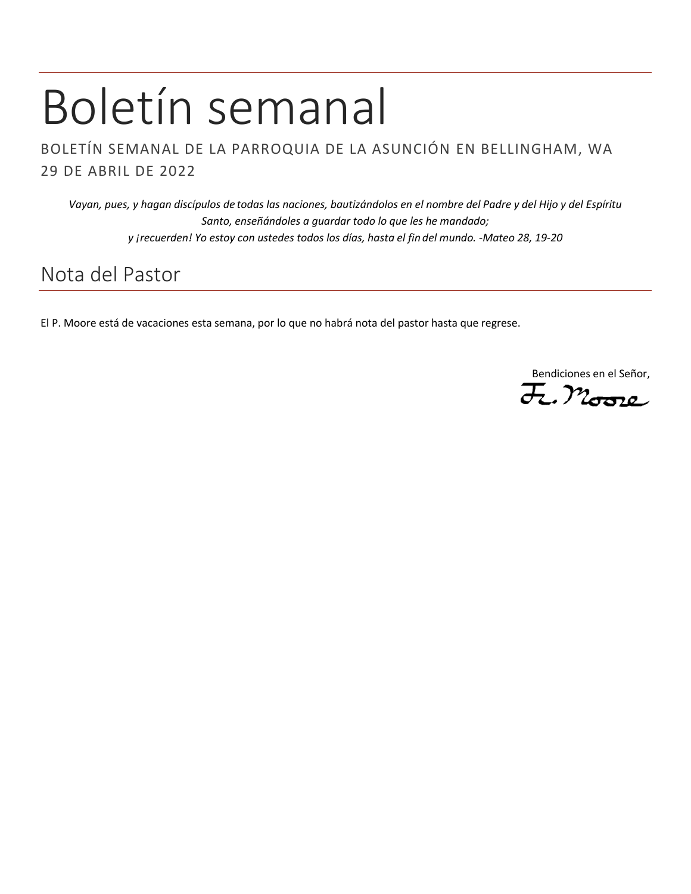# Boletín semanal

BOLETÍN SEMANAL DE LA PARROQUIA DE LA ASUNCIÓN EN BELLINGHAM, WA
29 DE ABRIL DE 2022

*Vayan, pues, y hagan discípulos de todas las naciones, bautizándolos en el nombre del Padre y del Hijo y del Espíritu Santo, enseñándoles a guardar todo lo que les he mandado;*
*y ¡recuerden! Yo estoy con ustedes todos los días, hasta el fin del mundo. -Mateo 28, 19-20*

## Nota del Pastor

El P. Moore está de vacaciones esta semana, por lo que no habrá nota del pastor hasta que regrese.

Bendiciones en el Señor,
Fr. Moore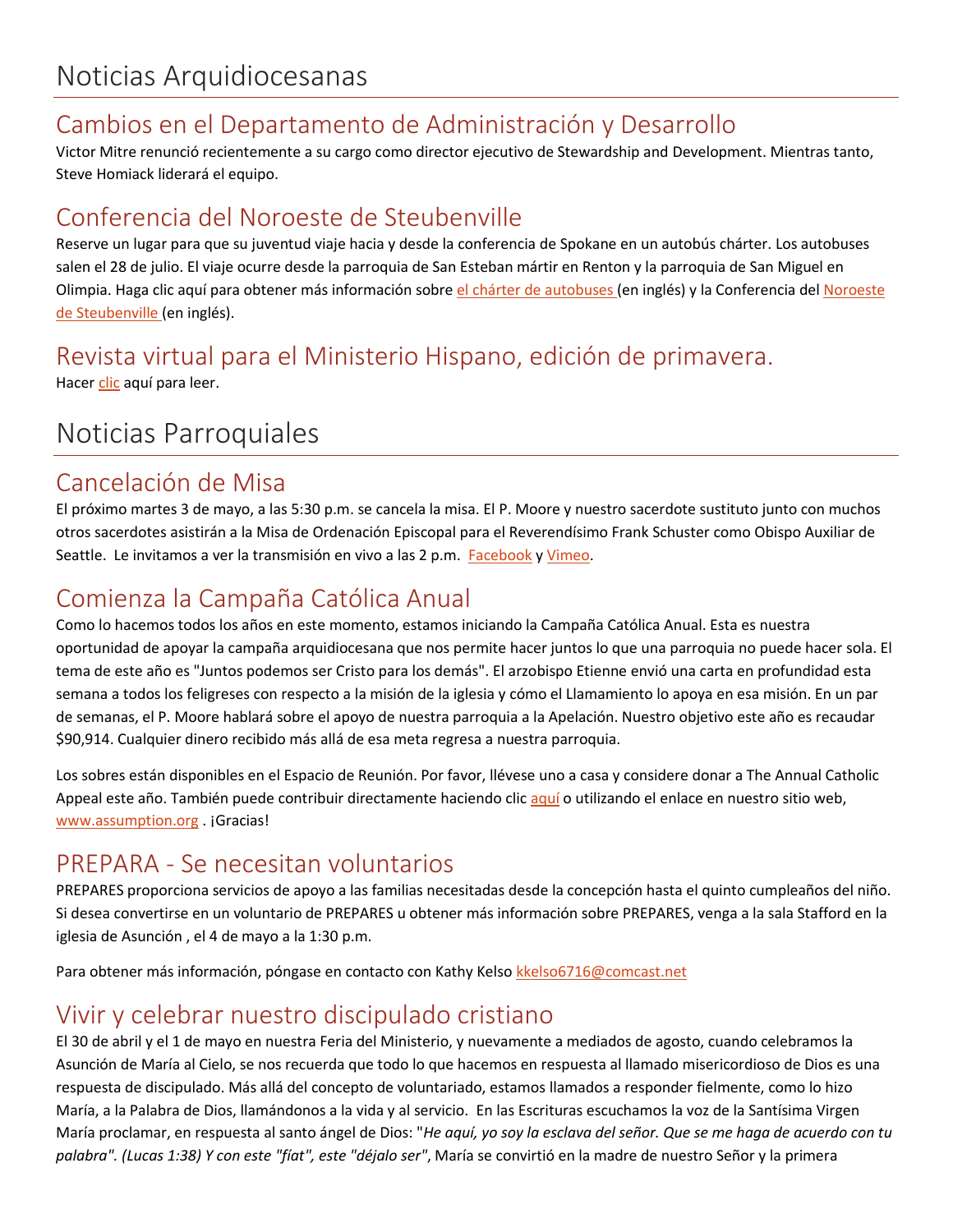# Noticias Arquidiocesanas

## Cambios en el Departamento de Administración y Desarrollo

Victor Mitre renunció recientemente a su cargo como director ejecutivo de Stewardship and Development. Mientras tanto, Steve Homiack liderará el equipo.

## Conferencia del Noroeste de Steubenville

Reserve un lugar para que su juventud viaje hacia y desde la conferencia de Spokane en un autobús chárter. Los autobuses salen el 28 de julio. El viaje ocurre desde la parroquia de San Esteban mártir en Renton y la parroquia de San Miguel en Olimpia. Haga clic aquí para obtener más información sobre el chárter de autobuses (en inglés) y la Conferencia del Noroeste de Steubenville (en inglés).

## Revista virtual para el Ministerio Hispano, edición de primavera.

Hacer clic aquí para leer.

# Noticias Parroquiales

## Cancelación de Misa

El próximo martes 3 de mayo, a las 5:30 p.m. se cancela la misa. El P. Moore y nuestro sacerdote sustituto junto con muchos otros sacerdotes asistirán a la Misa de Ordenación Episcopal para el Reverendísimo Frank Schuster como Obispo Auxiliar de Seattle. Le invitamos a ver la transmisión en vivo a las 2 p.m. Facebook y Vimeo.

## Comienza la Campaña Católica Anual

Como lo hacemos todos los años en este momento, estamos iniciando la Campaña Católica Anual. Esta es nuestra oportunidad de apoyar la campaña arquidiocesana que nos permite hacer juntos lo que una parroquia no puede hacer sola. El tema de este año es "Juntos podemos ser Cristo para los demás". El arzobispo Etienne envió una carta en profundidad esta semana a todos los feligreses con respecto a la misión de la iglesia y cómo el Llamamiento lo apoya en esa misión. En un par de semanas, el P. Moore hablará sobre el apoyo de nuestra parroquia a la Apelación. Nuestro objetivo este año es recaudar $90,914. Cualquier dinero recibido más allá de esa meta regresa a nuestra parroquia.

Los sobres están disponibles en el Espacio de Reunión. Por favor, llévese uno a casa y considere donar a The Annual Catholic Appeal este año. También puede contribuir directamente haciendo clic aquí o utilizando el enlace en nuestro sitio web, www.assumption.org . ¡Gracias!

## PREPARA - Se necesitan voluntarios

PREPARES proporciona servicios de apoyo a las familias necesitadas desde la concepción hasta el quinto cumpleaños del niño. Si desea convertirse en un voluntario de PREPARES u obtener más información sobre PREPARES, venga a la sala Stafford en la iglesia de Asunción , el 4 de mayo a la 1:30 p.m.

Para obtener más información, póngase en contacto con Kathy Kelso kkelso6716@comcast.net

## Vivir y celebrar nuestro discipulado cristiano

El 30 de abril y el 1 de mayo en nuestra Feria del Ministerio, y nuevamente a mediados de agosto, cuando celebramos la Asunción de María al Cielo, se nos recuerda que todo lo que hacemos en respuesta al llamado misericordioso de Dios es una respuesta de discipulado. Más allá del concepto de voluntariado, estamos llamados a responder fielmente, como lo hizo María, a la Palabra de Dios, llamándonos a la vida y al servicio. En las Escrituras escuchamos la voz de la Santísima Virgen María proclamar, en respuesta al santo ángel de Dios: "*He aquí, yo soy la esclava del señor. Que se me haga de acuerdo con tu palabra". (Lucas 1:38) Y con este "fíat", este "déjalo ser"*, María se convirtió en la madre de nuestro Señor y la primera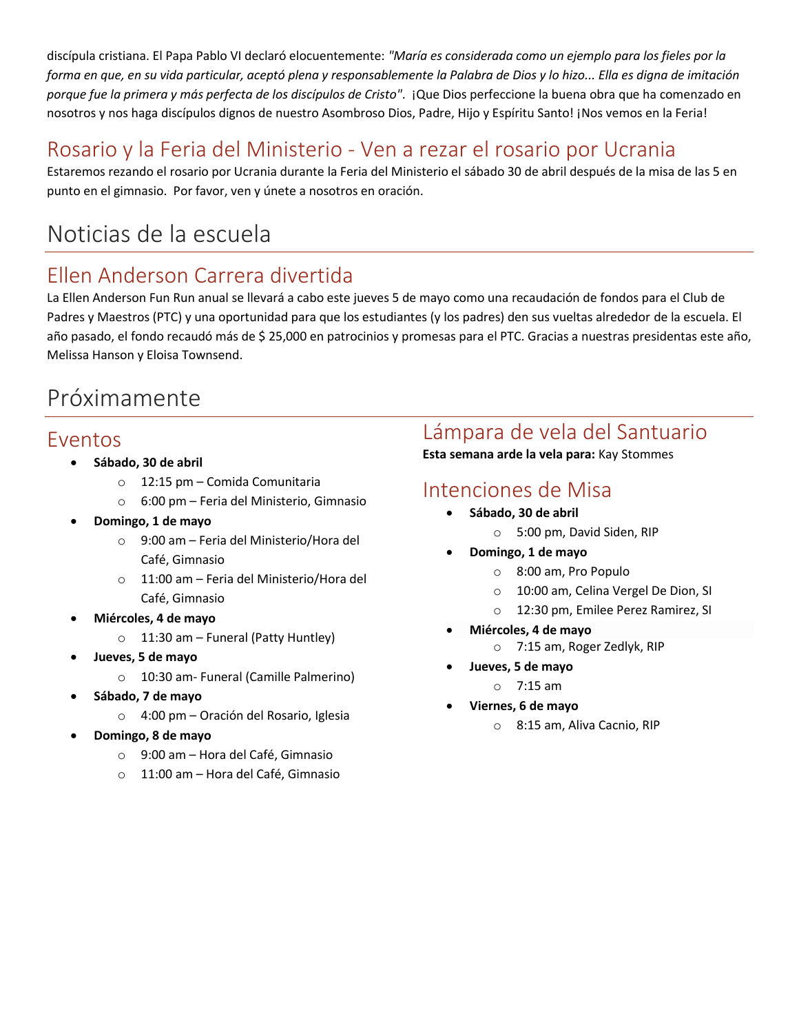discípula cristiana. El Papa Pablo VI declaró elocuentemente: *"María es considerada como un ejemplo para los fieles por la forma en que, en su vida particular, aceptó plena y responsablemente la Palabra de Dios y lo hizo... Ella es digna de imitación porque fue la primera y más perfecta de los discípulos de Cristo"*. ¡Que Dios perfeccione la buena obra que ha comenzado en nosotros y nos haga discípulos dignos de nuestro Asombroso Dios, Padre, Hijo y Espíritu Santo! ¡Nos vemos en la Feria!

## Rosario y la Feria del Ministerio - Ven a rezar el rosario por Ucrania

Estaremos rezando el rosario por Ucrania durante la Feria del Ministerio el sábado 30 de abril después de la misa de las 5 en punto en el gimnasio. Por favor, ven y únete a nosotros en oración.

# Noticias de la escuela

## Ellen Anderson Carrera divertida

La Ellen Anderson Fun Run anual se llevará a cabo este jueves 5 de mayo como una recaudación de fondos para el Club de Padres y Maestros (PTC) y una oportunidad para que los estudiantes (y los padres) den sus vueltas alrededor de la escuela. El año pasado, el fondo recaudó más de $ 25,000 en patrocinios y promesas para el PTC. Gracias a nuestras presidentas este año, Melissa Hanson y Eloisa Townsend.

# Próximamente

## Eventos

- **Sábado, 30 de abril**
  - 12:15 pm – Comida Comunitaria
  - 6:00 pm – Feria del Ministerio, Gimnasio
- **Domingo, 1 de mayo**
  - 9:00 am – Feria del Ministerio/Hora del Café, Gimnasio
  - 11:00 am – Feria del Ministerio/Hora del Café, Gimnasio
- **Miércoles, 4 de mayo**
  - 11:30 am – Funeral (Patty Huntley)
- **Jueves, 5 de mayo**
  - 10:30 am- Funeral (Camille Palmerino)
- **Sábado, 7 de mayo**
  - 4:00 pm – Oración del Rosario, Iglesia
- **Domingo, 8 de mayo**
  - 9:00 am – Hora del Café, Gimnasio
  - 11:00 am – Hora del Café, Gimnasio

## Lámpara de vela del Santuario

**Esta semana arde la vela para:** Kay Stommes

## Intenciones de Misa

- **Sábado, 30 de abril**
  - 5:00 pm, David Siden, RIP
- **Domingo, 1 de mayo**
  - 8:00 am, Pro Populo
  - 10:00 am, Celina Vergel De Dion, SI
  - 12:30 pm, Emilee Perez Ramirez, SI
- **Miércoles, 4 de mayo**
  - 7:15 am, Roger Zedlyk, RIP
- **Jueves, 5 de mayo**
  - 7:15 am
- **Viernes, 6 de mayo**
  - 8:15 am, Aliva Cacnio, RIP